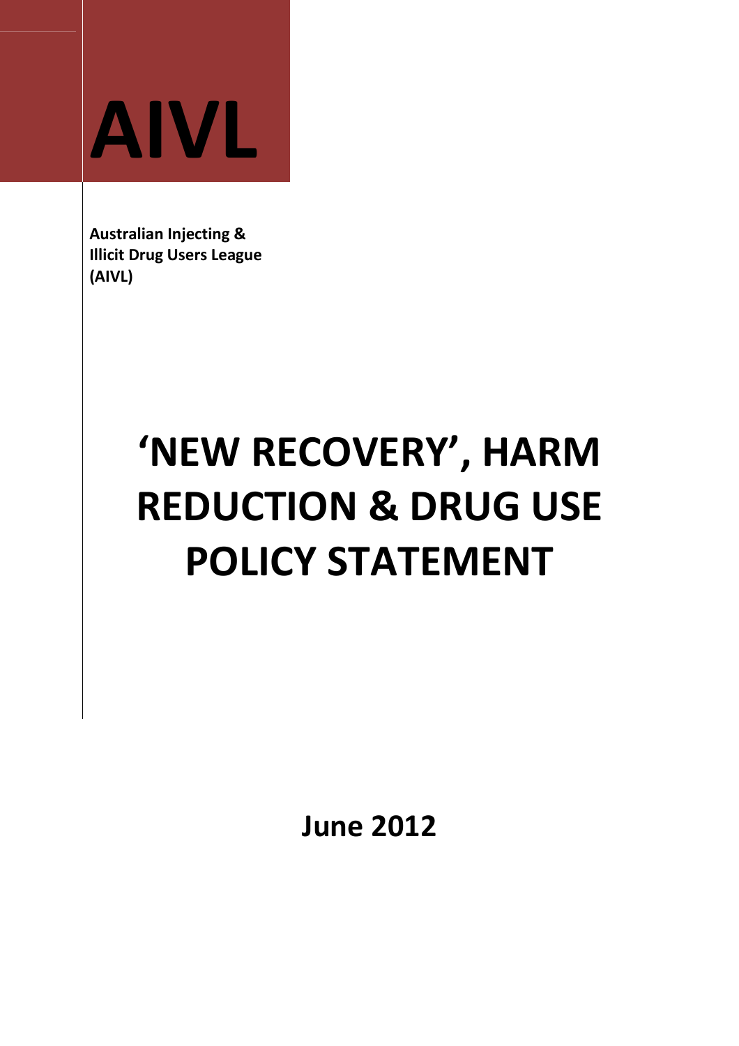# AIVL

**Australian Injecting & Illicit Drug Users League (AIVL)**

# 'NEW RECOVERY', HARM REDUCTION & DRUG USE POLICY STATEMENT

**June 2012**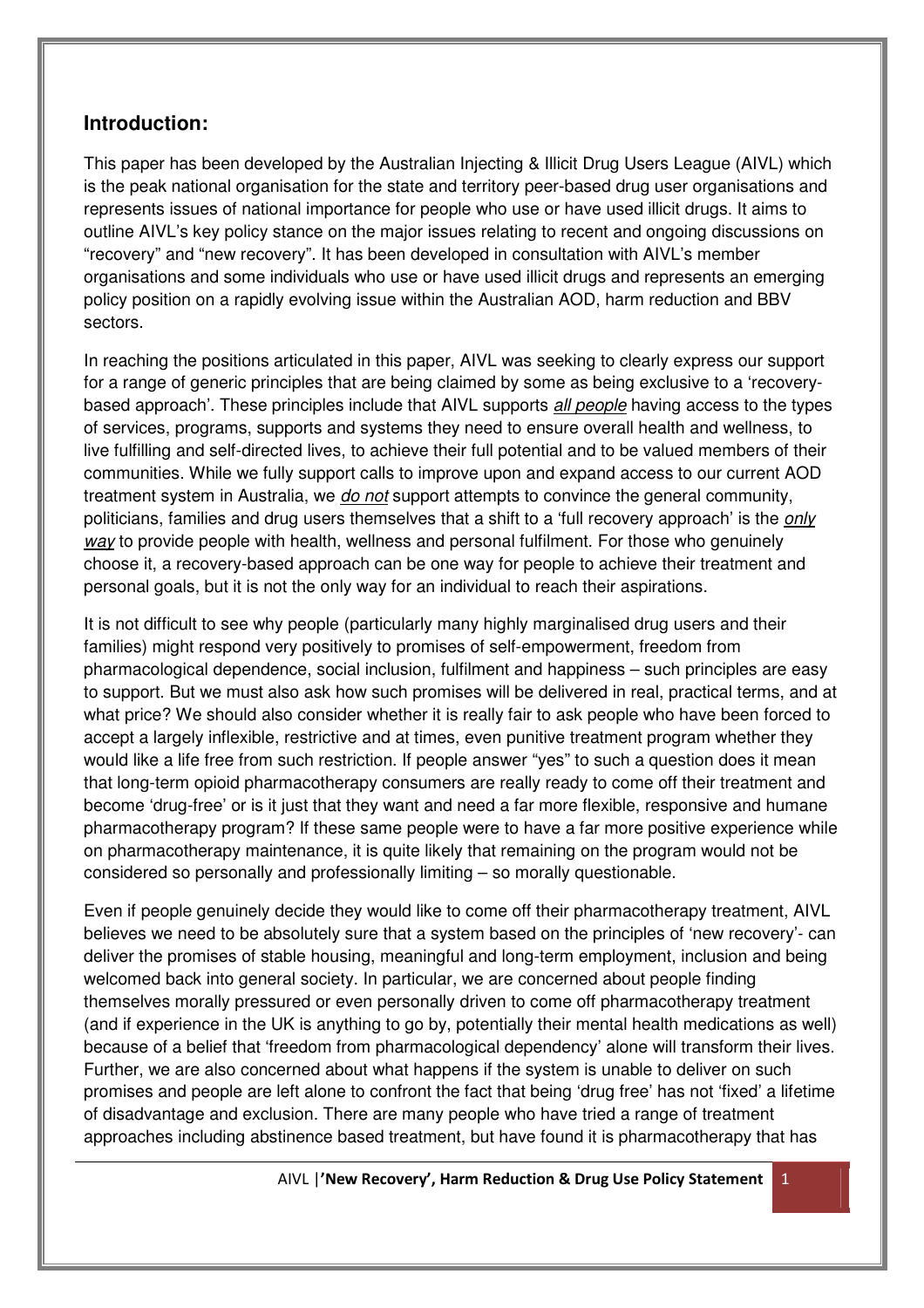## Introduction:

This paper has been developed by the Australian Injecting & Illicit Drug Users League (AIVL) which is the peak national organisation for the state and territory peer-based drug user organisations and represents issues of national importance for people who use or have used illicit drugs. It aims to outline AIVL's key policy stance on the major issues relating to recent and ongoing discussions on "recovery" and "new recovery". It has been developed in consultation with AIVL's member organisations and some individuals who use or have used illicit drugs and represents an emerging policy position on a rapidly evolving issue within the Australian AOD, harm reduction and BBV sectors.

In reaching the positions articulated in this paper, AIVL was seeking to clearly express our support for a range of generic principles that are being claimed by some as being exclusive to a 'recovery-based approach'. These principles include that AIVL supports *all people* having access to the types of services, programs, supports and systems they need to ensure overall health and wellness, to live fulfilling and self-directed lives, to achieve their full potential and to be valued members of their communities. While we fully support calls to improve upon and expand access to our current AOD treatment system in Australia, we *do not* support attempts to convince the general community, politicians, families and drug users themselves that a shift to a 'full recovery approach' is the *only way* to provide people with health, wellness and personal fulfilment. For those who genuinely choose it, a recovery-based approach can be one way for people to achieve their treatment and personal goals, but it is not the only way for an individual to reach their aspirations.

It is not difficult to see why people (particularly many highly marginalised drug users and their families) might respond very positively to promises of self-empowerment, freedom from pharmacological dependence, social inclusion, fulfilment and happiness – such principles are easy to support. But we must also ask how such promises will be delivered in real, practical terms, and at what price? We should also consider whether it is really fair to ask people who have been forced to accept a largely inflexible, restrictive and at times, even punitive treatment program whether they would like a life free from such restriction. If people answer "yes" to such a question does it mean that long-term opioid pharmacotherapy consumers are really ready to come off their treatment and become 'drug-free' or is it just that they want and need a far more flexible, responsive and humane pharmacotherapy program? If these same people were to have a far more positive experience while on pharmacotherapy maintenance, it is quite likely that remaining on the program would not be considered so personally and professionally limiting – so morally questionable.

Even if people genuinely decide they would like to come off their pharmacotherapy treatment, AIVL believes we need to be absolutely sure that a system based on the principles of 'new recovery'- can deliver the promises of stable housing, meaningful and long-term employment, inclusion and being welcomed back into general society. In particular, we are concerned about people finding themselves morally pressured or even personally driven to come off pharmacotherapy treatment (and if experience in the UK is anything to go by, potentially their mental health medications as well) because of a belief that 'freedom from pharmacological dependency' alone will transform their lives. Further, we are also concerned about what happens if the system is unable to deliver on such promises and people are left alone to confront the fact that being 'drug free' has not 'fixed' a lifetime of disadvantage and exclusion. There are many people who have tried a range of treatment approaches including abstinence based treatment, but have found it is pharmacotherapy that has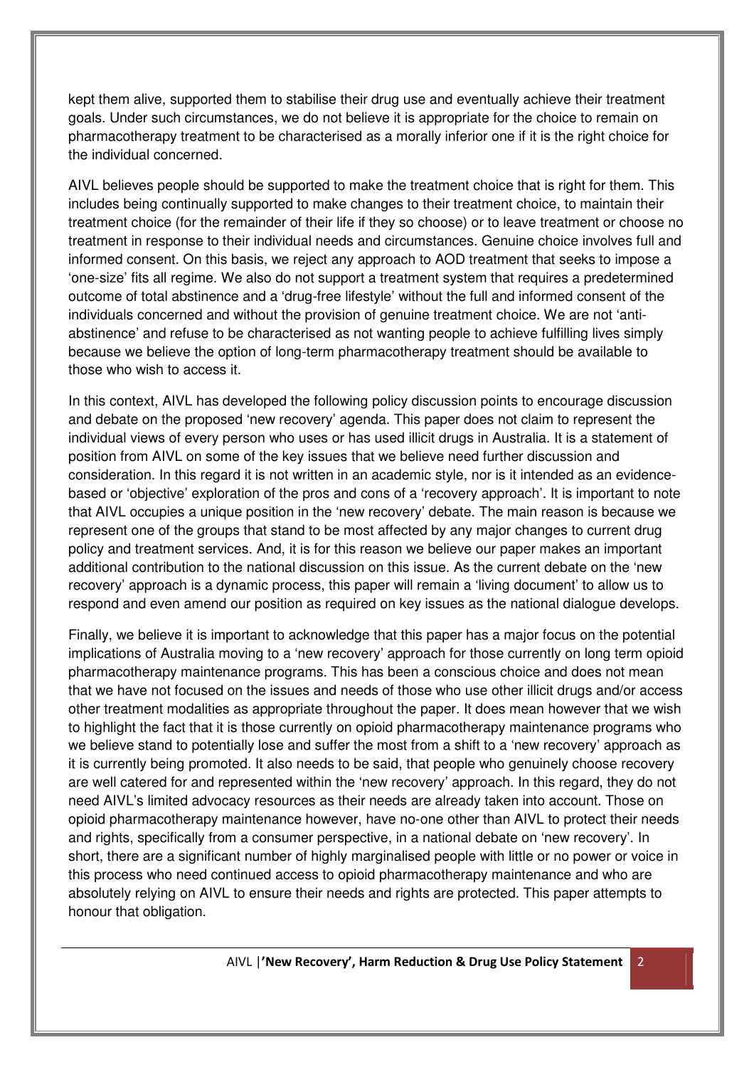kept them alive, supported them to stabilise their drug use and eventually achieve their treatment goals. Under such circumstances, we do not believe it is appropriate for the choice to remain on pharmacotherapy treatment to be characterised as a morally inferior one if it is the right choice for the individual concerned.

AIVL believes people should be supported to make the treatment choice that is right for them. This includes being continually supported to make changes to their treatment choice, to maintain their treatment choice (for the remainder of their life if they so choose) or to leave treatment or choose no treatment in response to their individual needs and circumstances. Genuine choice involves full and informed consent. On this basis, we reject any approach to AOD treatment that seeks to impose a 'one-size' fits all regime. We also do not support a treatment system that requires a predetermined outcome of total abstinence and a 'drug-free lifestyle' without the full and informed consent of the individuals concerned and without the provision of genuine treatment choice. We are not 'anti-abstinence' and refuse to be characterised as not wanting people to achieve fulfilling lives simply because we believe the option of long-term pharmacotherapy treatment should be available to those who wish to access it.

In this context, AIVL has developed the following policy discussion points to encourage discussion and debate on the proposed 'new recovery' agenda. This paper does not claim to represent the individual views of every person who uses or has used illicit drugs in Australia. It is a statement of position from AIVL on some of the key issues that we believe need further discussion and consideration. In this regard it is not written in an academic style, nor is it intended as an evidence-based or 'objective' exploration of the pros and cons of a 'recovery approach'. It is important to note that AIVL occupies a unique position in the 'new recovery' debate. The main reason is because we represent one of the groups that stand to be most affected by any major changes to current drug policy and treatment services. And, it is for this reason we believe our paper makes an important additional contribution to the national discussion on this issue. As the current debate on the 'new recovery' approach is a dynamic process, this paper will remain a 'living document' to allow us to respond and even amend our position as required on key issues as the national dialogue develops.

Finally, we believe it is important to acknowledge that this paper has a major focus on the potential implications of Australia moving to a 'new recovery' approach for those currently on long term opioid pharmacotherapy maintenance programs. This has been a conscious choice and does not mean that we have not focused on the issues and needs of those who use other illicit drugs and/or access other treatment modalities as appropriate throughout the paper. It does mean however that we wish to highlight the fact that it is those currently on opioid pharmacotherapy maintenance programs who we believe stand to potentially lose and suffer the most from a shift to a 'new recovery' approach as it is currently being promoted. It also needs to be said, that people who genuinely choose recovery are well catered for and represented within the 'new recovery' approach. In this regard, they do not need AIVL's limited advocacy resources as their needs are already taken into account. Those on opioid pharmacotherapy maintenance however, have no-one other than AIVL to protect their needs and rights, specifically from a consumer perspective, in a national debate on 'new recovery'. In short, there are a significant number of highly marginalised people with little or no power or voice in this process who need continued access to opioid pharmacotherapy maintenance and who are absolutely relying on AIVL to ensure their needs and rights are protected. This paper attempts to honour that obligation.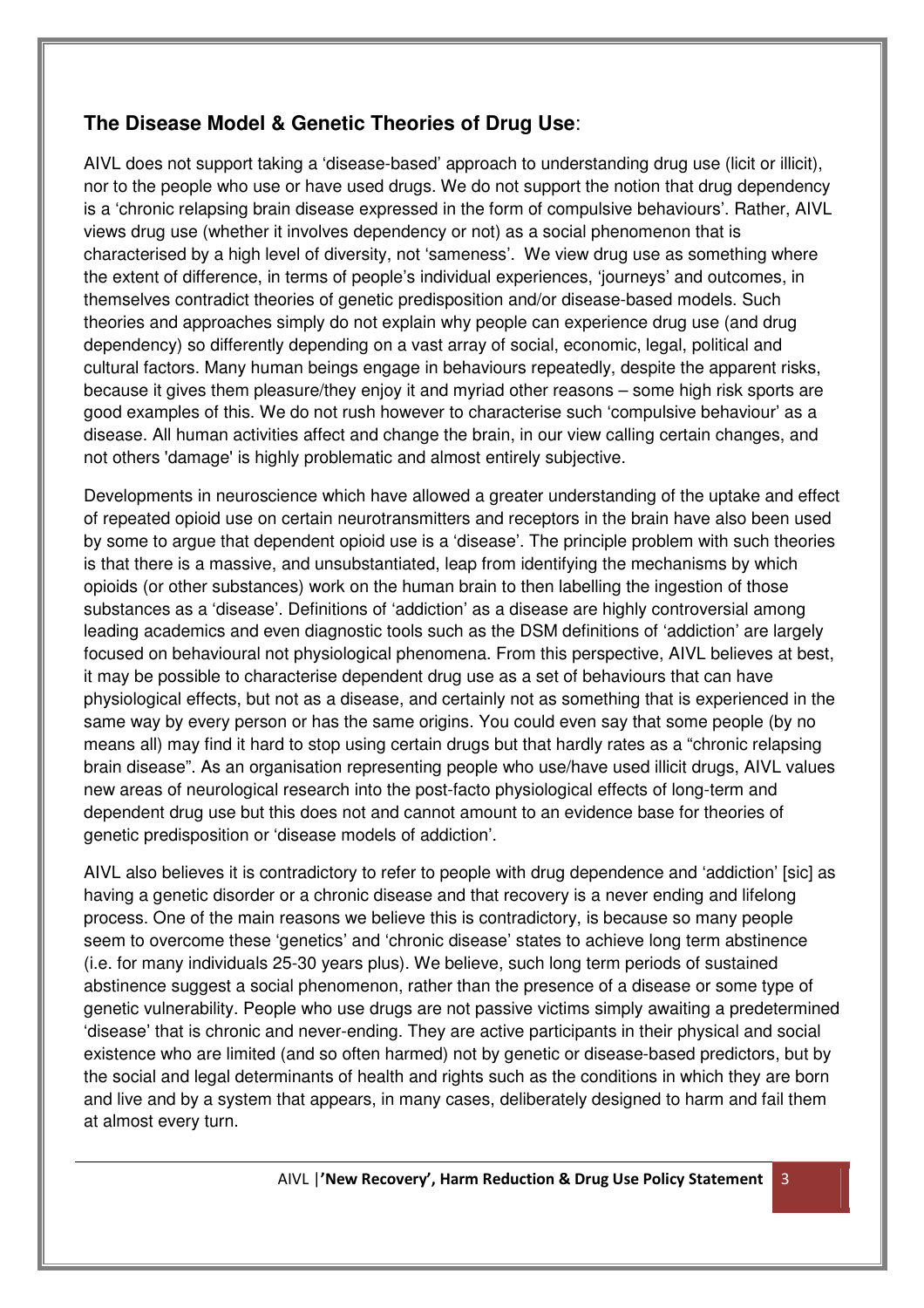## The Disease Model & Genetic Theories of Drug Use:

AIVL does not support taking a 'disease-based' approach to understanding drug use (licit or illicit), nor to the people who use or have used drugs. We do not support the notion that drug dependency is a 'chronic relapsing brain disease expressed in the form of compulsive behaviours'. Rather, AIVL views drug use (whether it involves dependency or not) as a social phenomenon that is characterised by a high level of diversity, not 'sameness'. We view drug use as something where the extent of difference, in terms of people's individual experiences, 'journeys' and outcomes, in themselves contradict theories of genetic predisposition and/or disease-based models. Such theories and approaches simply do not explain why people can experience drug use (and drug dependency) so differently depending on a vast array of social, economic, legal, political and cultural factors. Many human beings engage in behaviours repeatedly, despite the apparent risks, because it gives them pleasure/they enjoy it and myriad other reasons – some high risk sports are good examples of this. We do not rush however to characterise such 'compulsive behaviour' as a disease. All human activities affect and change the brain, in our view calling certain changes, and not others 'damage' is highly problematic and almost entirely subjective.

Developments in neuroscience which have allowed a greater understanding of the uptake and effect of repeated opioid use on certain neurotransmitters and receptors in the brain have also been used by some to argue that dependent opioid use is a 'disease'. The principle problem with such theories is that there is a massive, and unsubstantiated, leap from identifying the mechanisms by which opioids (or other substances) work on the human brain to then labelling the ingestion of those substances as a 'disease'. Definitions of 'addiction' as a disease are highly controversial among leading academics and even diagnostic tools such as the DSM definitions of 'addiction' are largely focused on behavioural not physiological phenomena. From this perspective, AIVL believes at best, it may be possible to characterise dependent drug use as a set of behaviours that can have physiological effects, but not as a disease, and certainly not as something that is experienced in the same way by every person or has the same origins. You could even say that some people (by no means all) may find it hard to stop using certain drugs but that hardly rates as a "chronic relapsing brain disease". As an organisation representing people who use/have used illicit drugs, AIVL values new areas of neurological research into the post-facto physiological effects of long-term and dependent drug use but this does not and cannot amount to an evidence base for theories of genetic predisposition or 'disease models of addiction'.

AIVL also believes it is contradictory to refer to people with drug dependence and 'addiction' [sic] as having a genetic disorder or a chronic disease and that recovery is a never ending and lifelong process. One of the main reasons we believe this is contradictory, is because so many people seem to overcome these 'genetics' and 'chronic disease' states to achieve long term abstinence (i.e. for many individuals 25-30 years plus). We believe, such long term periods of sustained abstinence suggest a social phenomenon, rather than the presence of a disease or some type of genetic vulnerability. People who use drugs are not passive victims simply awaiting a predetermined 'disease' that is chronic and never-ending. They are active participants in their physical and social existence who are limited (and so often harmed) not by genetic or disease-based predictors, but by the social and legal determinants of health and rights such as the conditions in which they are born and live and by a system that appears, in many cases, deliberately designed to harm and fail them at almost every turn.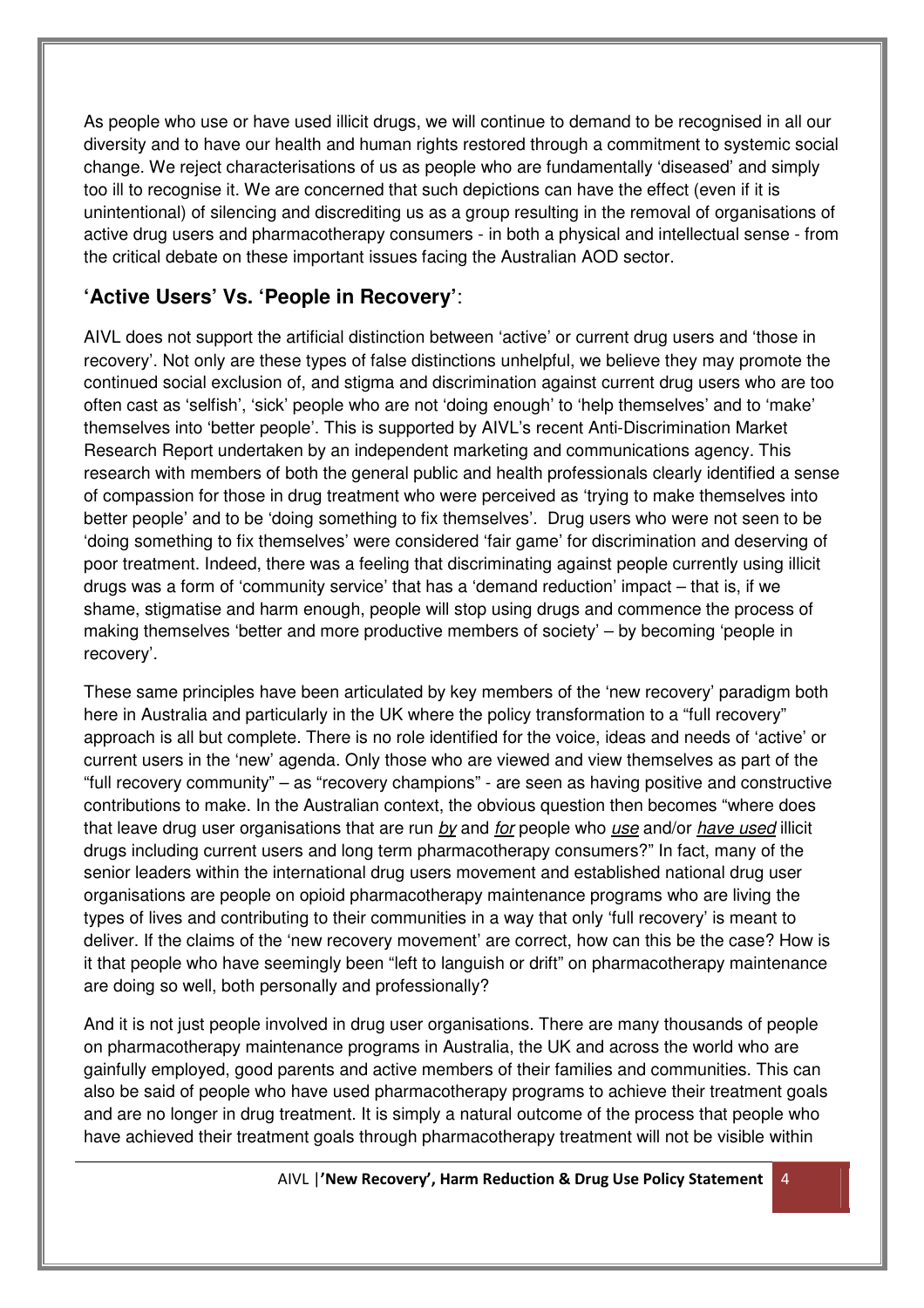As people who use or have used illicit drugs, we will continue to demand to be recognised in all our diversity and to have our health and human rights restored through a commitment to systemic social change. We reject characterisations of us as people who are fundamentally 'diseased' and simply too ill to recognise it. We are concerned that such depictions can have the effect (even if it is unintentional) of silencing and discrediting us as a group resulting in the removal of organisations of active drug users and pharmacotherapy consumers - in both a physical and intellectual sense - from the critical debate on these important issues facing the Australian AOD sector.

## 'Active Users' Vs. 'People in Recovery':

AIVL does not support the artificial distinction between 'active' or current drug users and 'those in recovery'. Not only are these types of false distinctions unhelpful, we believe they may promote the continued social exclusion of, and stigma and discrimination against current drug users who are too often cast as 'selfish', 'sick' people who are not 'doing enough' to 'help themselves' and to 'make' themselves into 'better people'. This is supported by AIVL's recent Anti-Discrimination Market Research Report undertaken by an independent marketing and communications agency. This research with members of both the general public and health professionals clearly identified a sense of compassion for those in drug treatment who were perceived as 'trying to make themselves into better people' and to be 'doing something to fix themselves'. Drug users who were not seen to be 'doing something to fix themselves' were considered 'fair game' for discrimination and deserving of poor treatment. Indeed, there was a feeling that discriminating against people currently using illicit drugs was a form of 'community service' that has a 'demand reduction' impact – that is, if we shame, stigmatise and harm enough, people will stop using drugs and commence the process of making themselves 'better and more productive members of society' – by becoming 'people in recovery'.

These same principles have been articulated by key members of the 'new recovery' paradigm both here in Australia and particularly in the UK where the policy transformation to a "full recovery" approach is all but complete. There is no role identified for the voice, ideas and needs of 'active' or current users in the 'new' agenda. Only those who are viewed and view themselves as part of the "full recovery community" – as "recovery champions" - are seen as having positive and constructive contributions to make. In the Australian context, the obvious question then becomes "where does that leave drug user organisations that are run _by_ and _for_ people who _use_ and/or _have used_ illicit drugs including current users and long term pharmacotherapy consumers?" In fact, many of the senior leaders within the international drug users movement and established national drug user organisations are people on opioid pharmacotherapy maintenance programs who are living the types of lives and contributing to their communities in a way that only 'full recovery' is meant to deliver. If the claims of the 'new recovery movement' are correct, how can this be the case? How is it that people who have seemingly been "left to languish or drift" on pharmacotherapy maintenance are doing so well, both personally and professionally?

And it is not just people involved in drug user organisations. There are many thousands of people on pharmacotherapy maintenance programs in Australia, the UK and across the world who are gainfully employed, good parents and active members of their families and communities. This can also be said of people who have used pharmacotherapy programs to achieve their treatment goals and are no longer in drug treatment. It is simply a natural outcome of the process that people who have achieved their treatment goals through pharmacotherapy treatment will not be visible within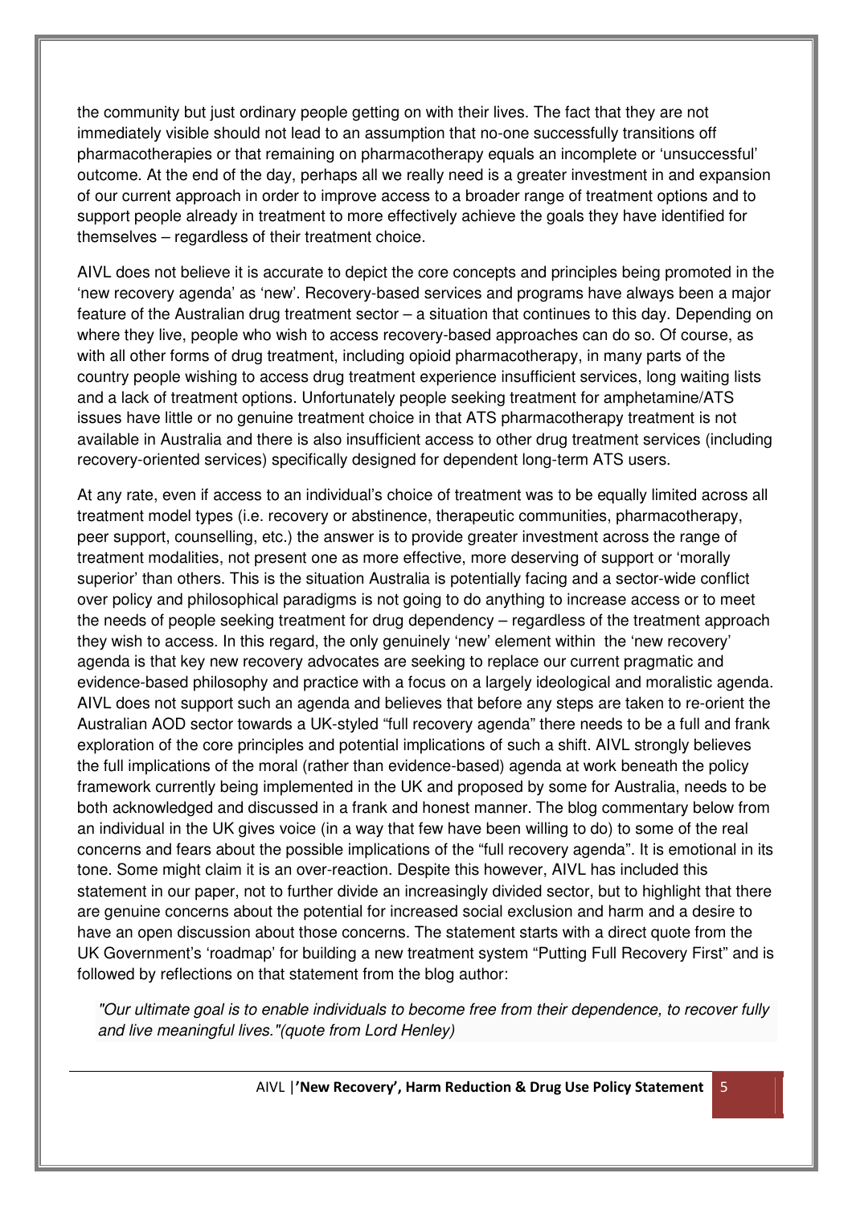the community but just ordinary people getting on with their lives. The fact that they are not immediately visible should not lead to an assumption that no-one successfully transitions off pharmacotherapies or that remaining on pharmacotherapy equals an incomplete or 'unsuccessful' outcome. At the end of the day, perhaps all we really need is a greater investment in and expansion of our current approach in order to improve access to a broader range of treatment options and to support people already in treatment to more effectively achieve the goals they have identified for themselves – regardless of their treatment choice.

AIVL does not believe it is accurate to depict the core concepts and principles being promoted in the 'new recovery agenda' as 'new'. Recovery-based services and programs have always been a major feature of the Australian drug treatment sector – a situation that continues to this day. Depending on where they live, people who wish to access recovery-based approaches can do so. Of course, as with all other forms of drug treatment, including opioid pharmacotherapy, in many parts of the country people wishing to access drug treatment experience insufficient services, long waiting lists and a lack of treatment options. Unfortunately people seeking treatment for amphetamine/ATS issues have little or no genuine treatment choice in that ATS pharmacotherapy treatment is not available in Australia and there is also insufficient access to other drug treatment services (including recovery-oriented services) specifically designed for dependent long-term ATS users.

At any rate, even if access to an individual's choice of treatment was to be equally limited across all treatment model types (i.e. recovery or abstinence, therapeutic communities, pharmacotherapy, peer support, counselling, etc.) the answer is to provide greater investment across the range of treatment modalities, not present one as more effective, more deserving of support or 'morally superior' than others. This is the situation Australia is potentially facing and a sector-wide conflict over policy and philosophical paradigms is not going to do anything to increase access or to meet the needs of people seeking treatment for drug dependency – regardless of the treatment approach they wish to access. In this regard, the only genuinely 'new' element within the 'new recovery' agenda is that key new recovery advocates are seeking to replace our current pragmatic and evidence-based philosophy and practice with a focus on a largely ideological and moralistic agenda. AIVL does not support such an agenda and believes that before any steps are taken to re-orient the Australian AOD sector towards a UK-styled "full recovery agenda" there needs to be a full and frank exploration of the core principles and potential implications of such a shift. AIVL strongly believes the full implications of the moral (rather than evidence-based) agenda at work beneath the policy framework currently being implemented in the UK and proposed by some for Australia, needs to be both acknowledged and discussed in a frank and honest manner. The blog commentary below from an individual in the UK gives voice (in a way that few have been willing to do) to some of the real concerns and fears about the possible implications of the "full recovery agenda". It is emotional in its tone. Some might claim it is an over-reaction. Despite this however, AIVL has included this statement in our paper, not to further divide an increasingly divided sector, but to highlight that there are genuine concerns about the potential for increased social exclusion and harm and a desire to have an open discussion about those concerns. The statement starts with a direct quote from the UK Government's 'roadmap' for building a new treatment system "Putting Full Recovery First" and is followed by reflections on that statement from the blog author:

> *"Our ultimate goal is to enable individuals to become free from their dependence, to recover fully and live meaningful lives."(quote from Lord Henley)*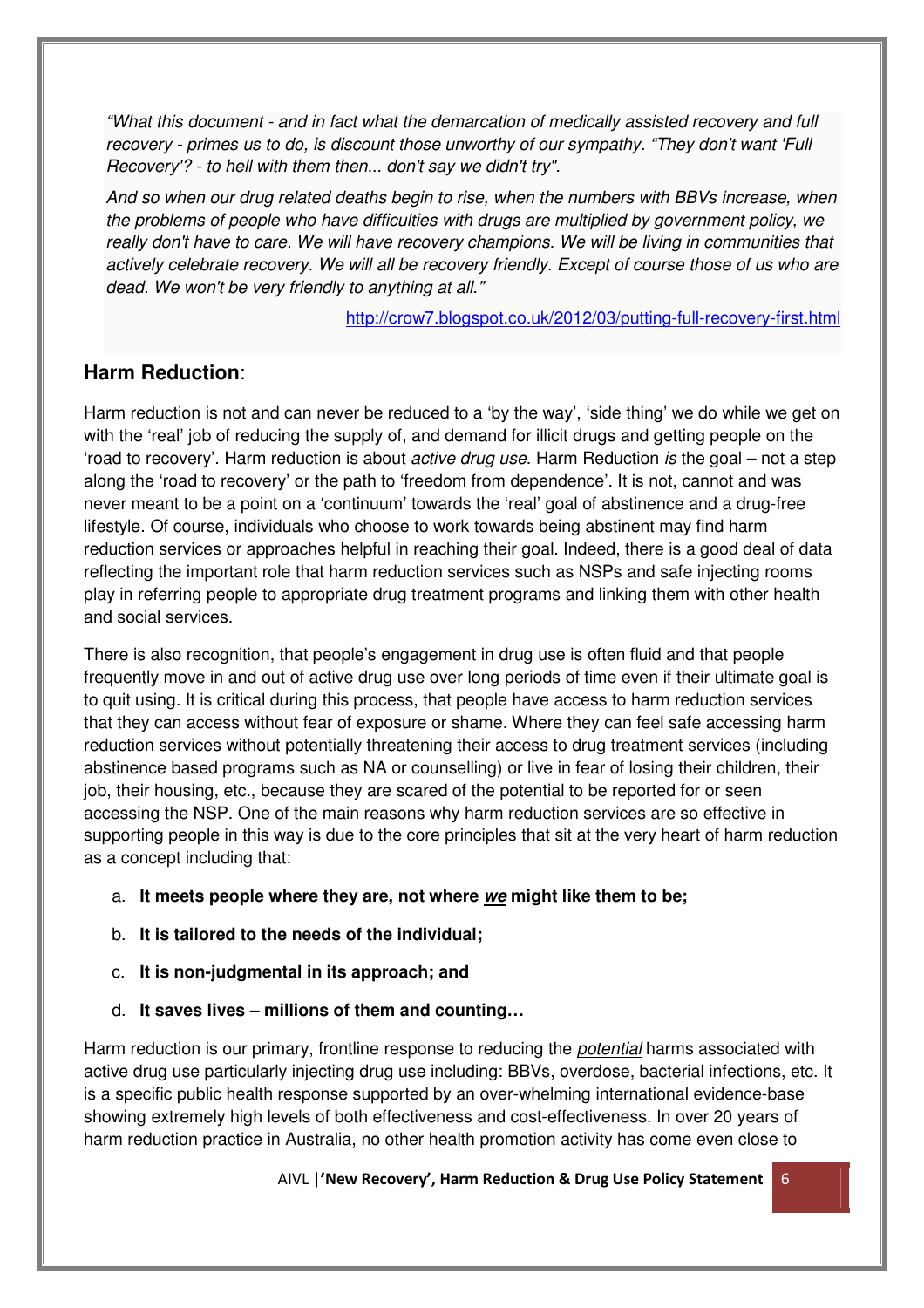*"What this document - and in fact what the demarcation of medically assisted recovery and full recovery - primes us to do, is discount those unworthy of our sympathy. "They don't want 'Full Recovery'? - to hell with them then... don't say we didn't try".*

*And so when our drug related deaths begin to rise, when the numbers with BBVs increase, when the problems of people who have difficulties with drugs are multiplied by government policy, we really don't have to care. We will have recovery champions. We will be living in communities that actively celebrate recovery. We will all be recovery friendly. Except of course those of us who are dead. We won't be very friendly to anything at all."*

http://crow7.blogspot.co.uk/2012/03/putting-full-recovery-first.html

## Harm Reduction:

Harm reduction is not and can never be reduced to a 'by the way', 'side thing' we do while we get on with the 'real' job of reducing the supply of, and demand for illicit drugs and getting people on the 'road to recovery'. Harm reduction is about ***active drug use***. Harm Reduction *is* the goal – not a step along the 'road to recovery' or the path to 'freedom from dependence'. It is not, cannot and was never meant to be a point on a 'continuum' towards the 'real' goal of abstinence and a drug-free lifestyle. Of course, individuals who choose to work towards being abstinent may find harm reduction services or approaches helpful in reaching their goal. Indeed, there is a good deal of data reflecting the important role that harm reduction services such as NSPs and safe injecting rooms play in referring people to appropriate drug treatment programs and linking them with other health and social services.

There is also recognition, that people's engagement in drug use is often fluid and that people frequently move in and out of active drug use over long periods of time even if their ultimate goal is to quit using. It is critical during this process, that people have access to harm reduction services that they can access without fear of exposure or shame. Where they can feel safe accessing harm reduction services without potentially threatening their access to drug treatment services (including abstinence based programs such as NA or counselling) or live in fear of losing their children, their job, their housing, etc., because they are scared of the potential to be reported for or seen accessing the NSP. One of the main reasons why harm reduction services are so effective in supporting people in this way is due to the core principles that sit at the very heart of harm reduction as a concept including that:

a. **It meets people where they are, not where *we* might like them to be;**

b. **It is tailored to the needs of the individual;**

c. **It is non-judgmental in its approach; and**

d. **It saves lives – millions of them and counting…**

Harm reduction is our primary, frontline response to reducing the *potential* harms associated with active drug use particularly injecting drug use including: BBVs, overdose, bacterial infections, etc. It is a specific public health response supported by an over-whelming international evidence-base showing extremely high levels of both effectiveness and cost-effectiveness. In over 20 years of harm reduction practice in Australia, no other health promotion activity has come even close to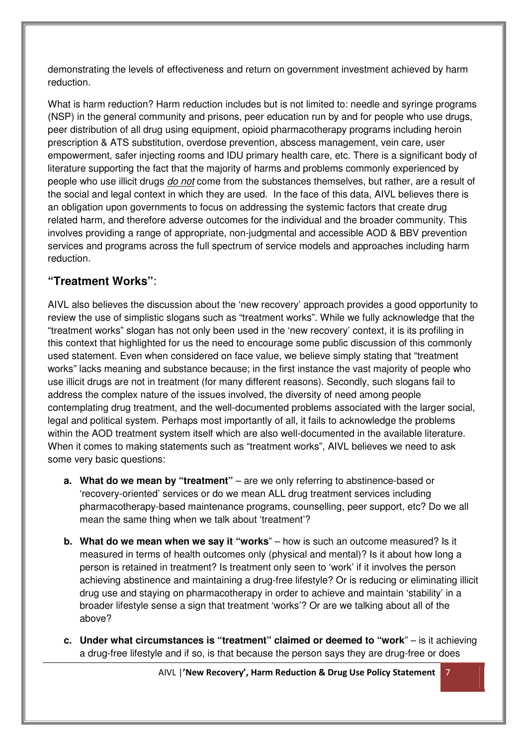demonstrating the levels of effectiveness and return on government investment achieved by harm reduction.

What is harm reduction? Harm reduction includes but is not limited to: needle and syringe programs (NSP) in the general community and prisons, peer education run by and for people who use drugs, peer distribution of all drug using equipment, opioid pharmacotherapy programs including heroin prescription & ATS substitution, overdose prevention, abscess management, vein care, user empowerment, safer injecting rooms and IDU primary health care, etc. There is a significant body of literature supporting the fact that the majority of harms and problems commonly experienced by people who use illicit drugs *do not* come from the substances themselves, but rather, are a result of the social and legal context in which they are used. In the face of this data, AIVL believes there is an obligation upon governments to focus on addressing the systemic factors that create drug related harm, and therefore adverse outcomes for the individual and the broader community. This involves providing a range of appropriate, non-judgmental and accessible AOD & BBV prevention services and programs across the full spectrum of service models and approaches including harm reduction.

## "Treatment Works":

AIVL also believes the discussion about the 'new recovery' approach provides a good opportunity to review the use of simplistic slogans such as "treatment works". While we fully acknowledge that the "treatment works" slogan has not only been used in the 'new recovery' context, it is its profiling in this context that highlighted for us the need to encourage some public discussion of this commonly used statement. Even when considered on face value, we believe simply stating that "treatment works" lacks meaning and substance because; in the first instance the vast majority of people who use illicit drugs are not in treatment (for many different reasons). Secondly, such slogans fail to address the complex nature of the issues involved, the diversity of need among people contemplating drug treatment, and the well-documented problems associated with the larger social, legal and political system. Perhaps most importantly of all, it fails to acknowledge the problems within the AOD treatment system itself which are also well-documented in the available literature. When it comes to making statements such as "treatment works", AIVL believes we need to ask some very basic questions:

a. **What do we mean by "treatment"** – are we only referring to abstinence-based or 'recovery-oriented' services or do we mean ALL drug treatment services including pharmacotherapy-based maintenance programs, counselling, peer support, etc? Do we all mean the same thing when we talk about 'treatment'?

b. **What do we mean when we say it "works**" – how is such an outcome measured? Is it measured in terms of health outcomes only (physical and mental)? Is it about how long a person is retained in treatment? Is treatment only seen to 'work' if it involves the person achieving abstinence and maintaining a drug-free lifestyle? Or is reducing or eliminating illicit drug use and staying on pharmacotherapy in order to achieve and maintain 'stability' in a broader lifestyle sense a sign that treatment 'works'? Or are we talking about all of the above?

c. **Under what circumstances is "treatment" claimed or deemed to "work**" – is it achieving a drug-free lifestyle and if so, is that because the person says they are drug-free or does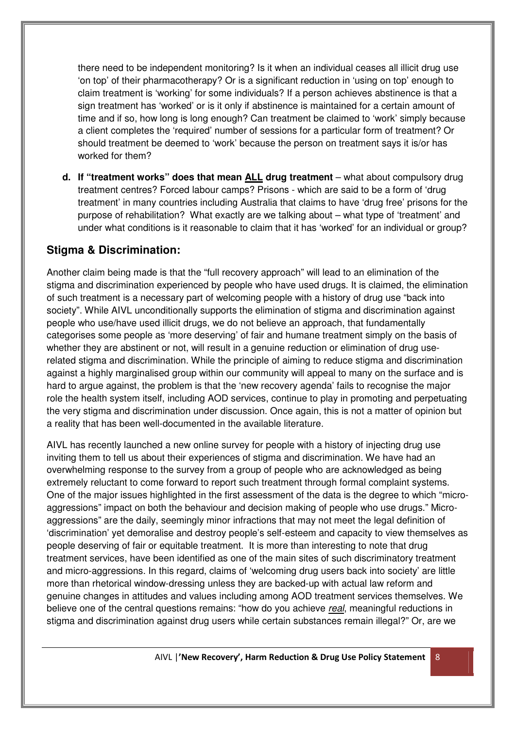there need to be independent monitoring? Is it when an individual ceases all illicit drug use 'on top' of their pharmacotherapy? Or is a significant reduction in 'using on top' enough to claim treatment is 'working' for some individuals? If a person achieves abstinence is that a sign treatment has 'worked' or is it only if abstinence is maintained for a certain amount of time and if so, how long is long enough? Can treatment be claimed to 'work' simply because a client completes the 'required' number of sessions for a particular form of treatment? Or should treatment be deemed to 'work' because the person on treatment says it is/or has worked for them?

**d. If "treatment works" does that mean ALL drug treatment** – what about compulsory drug treatment centres? Forced labour camps? Prisons - which are said to be a form of 'drug treatment' in many countries including Australia that claims to have 'drug free' prisons for the purpose of rehabilitation? What exactly are we talking about – what type of 'treatment' and under what conditions is it reasonable to claim that it has 'worked' for an individual or group?

## Stigma & Discrimination:

Another claim being made is that the "full recovery approach" will lead to an elimination of the stigma and discrimination experienced by people who have used drugs. It is claimed, the elimination of such treatment is a necessary part of welcoming people with a history of drug use "back into society". While AIVL unconditionally supports the elimination of stigma and discrimination against people who use/have used illicit drugs, we do not believe an approach, that fundamentally categorises some people as 'more deserving' of fair and humane treatment simply on the basis of whether they are abstinent or not, will result in a genuine reduction or elimination of drug use-related stigma and discrimination. While the principle of aiming to reduce stigma and discrimination against a highly marginalised group within our community will appeal to many on the surface and is hard to argue against, the problem is that the 'new recovery agenda' fails to recognise the major role the health system itself, including AOD services, continue to play in promoting and perpetuating the very stigma and discrimination under discussion. Once again, this is not a matter of opinion but a reality that has been well-documented in the available literature.

AIVL has recently launched a new online survey for people with a history of injecting drug use inviting them to tell us about their experiences of stigma and discrimination. We have had an overwhelming response to the survey from a group of people who are acknowledged as being extremely reluctant to come forward to report such treatment through formal complaint systems. One of the major issues highlighted in the first assessment of the data is the degree to which "micro-aggressions" impact on both the behaviour and decision making of people who use drugs." Micro-aggressions" are the daily, seemingly minor infractions that may not meet the legal definition of 'discrimination' yet demoralise and destroy people's self-esteem and capacity to view themselves as people deserving of fair or equitable treatment. It is more than interesting to note that drug treatment services, have been identified as one of the main sites of such discriminatory treatment and micro-aggressions. In this regard, claims of 'welcoming drug users back into society' are little more than rhetorical window-dressing unless they are backed-up with actual law reform and genuine changes in attitudes and values including among AOD treatment services themselves. We believe one of the central questions remains: "how do you achieve *real*, meaningful reductions in stigma and discrimination against drug users while certain substances remain illegal?" Or, are we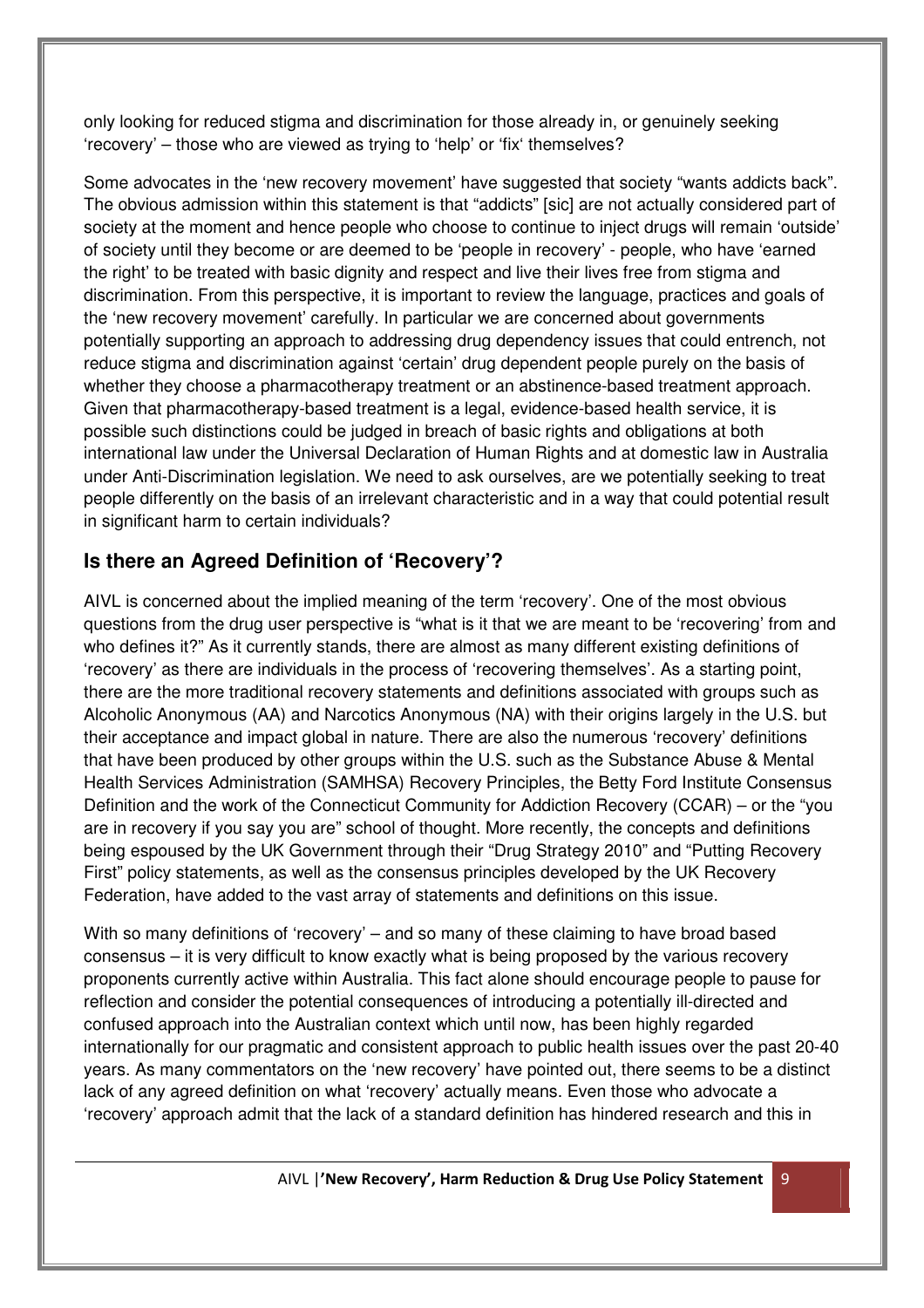only looking for reduced stigma and discrimination for those already in, or genuinely seeking 'recovery' – those who are viewed as trying to 'help' or 'fix' themselves?

Some advocates in the 'new recovery movement' have suggested that society "wants addicts back". The obvious admission within this statement is that "addicts" [sic] are not actually considered part of society at the moment and hence people who choose to continue to inject drugs will remain 'outside' of society until they become or are deemed to be 'people in recovery' - people, who have 'earned the right' to be treated with basic dignity and respect and live their lives free from stigma and discrimination. From this perspective, it is important to review the language, practices and goals of the 'new recovery movement' carefully. In particular we are concerned about governments potentially supporting an approach to addressing drug dependency issues that could entrench, not reduce stigma and discrimination against 'certain' drug dependent people purely on the basis of whether they choose a pharmacotherapy treatment or an abstinence-based treatment approach. Given that pharmacotherapy-based treatment is a legal, evidence-based health service, it is possible such distinctions could be judged in breach of basic rights and obligations at both international law under the Universal Declaration of Human Rights and at domestic law in Australia under Anti-Discrimination legislation. We need to ask ourselves, are we potentially seeking to treat people differently on the basis of an irrelevant characteristic and in a way that could potential result in significant harm to certain individuals?

## Is there an Agreed Definition of 'Recovery'?

AIVL is concerned about the implied meaning of the term 'recovery'. One of the most obvious questions from the drug user perspective is "what is it that we are meant to be 'recovering' from and who defines it?" As it currently stands, there are almost as many different existing definitions of 'recovery' as there are individuals in the process of 'recovering themselves'. As a starting point, there are the more traditional recovery statements and definitions associated with groups such as Alcoholic Anonymous (AA) and Narcotics Anonymous (NA) with their origins largely in the U.S. but their acceptance and impact global in nature. There are also the numerous 'recovery' definitions that have been produced by other groups within the U.S. such as the Substance Abuse & Mental Health Services Administration (SAMHSA) Recovery Principles, the Betty Ford Institute Consensus Definition and the work of the Connecticut Community for Addiction Recovery (CCAR) – or the "you are in recovery if you say you are" school of thought. More recently, the concepts and definitions being espoused by the UK Government through their "Drug Strategy 2010" and "Putting Recovery First" policy statements, as well as the consensus principles developed by the UK Recovery Federation, have added to the vast array of statements and definitions on this issue.

With so many definitions of 'recovery' – and so many of these claiming to have broad based consensus – it is very difficult to know exactly what is being proposed by the various recovery proponents currently active within Australia. This fact alone should encourage people to pause for reflection and consider the potential consequences of introducing a potentially ill-directed and confused approach into the Australian context which until now, has been highly regarded internationally for our pragmatic and consistent approach to public health issues over the past 20-40 years. As many commentators on the 'new recovery' have pointed out, there seems to be a distinct lack of any agreed definition on what 'recovery' actually means. Even those who advocate a 'recovery' approach admit that the lack of a standard definition has hindered research and this in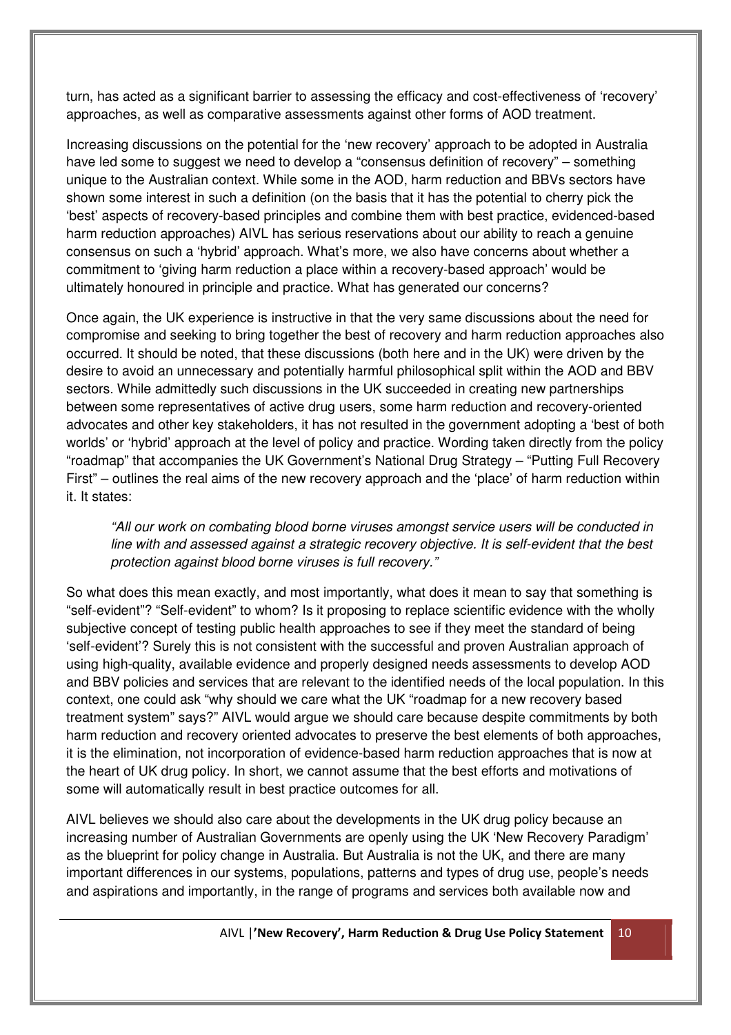turn, has acted as a significant barrier to assessing the efficacy and cost-effectiveness of 'recovery' approaches, as well as comparative assessments against other forms of AOD treatment.

Increasing discussions on the potential for the 'new recovery' approach to be adopted in Australia have led some to suggest we need to develop a "consensus definition of recovery" – something unique to the Australian context. While some in the AOD, harm reduction and BBVs sectors have shown some interest in such a definition (on the basis that it has the potential to cherry pick the 'best' aspects of recovery-based principles and combine them with best practice, evidenced-based harm reduction approaches) AIVL has serious reservations about our ability to reach a genuine consensus on such a 'hybrid' approach. What's more, we also have concerns about whether a commitment to 'giving harm reduction a place within a recovery-based approach' would be ultimately honoured in principle and practice. What has generated our concerns?

Once again, the UK experience is instructive in that the very same discussions about the need for compromise and seeking to bring together the best of recovery and harm reduction approaches also occurred. It should be noted, that these discussions (both here and in the UK) were driven by the desire to avoid an unnecessary and potentially harmful philosophical split within the AOD and BBV sectors. While admittedly such discussions in the UK succeeded in creating new partnerships between some representatives of active drug users, some harm reduction and recovery-oriented advocates and other key stakeholders, it has not resulted in the government adopting a 'best of both worlds' or 'hybrid' approach at the level of policy and practice. Wording taken directly from the policy "roadmap" that accompanies the UK Government's National Drug Strategy – "Putting Full Recovery First" – outlines the real aims of the new recovery approach and the 'place' of harm reduction within it. It states:

> *"All our work on combating blood borne viruses amongst service users will be conducted in line with and assessed against a strategic recovery objective. It is self-evident that the best protection against blood borne viruses is full recovery."*

So what does this mean exactly, and most importantly, what does it mean to say that something is "self-evident"? "Self-evident" to whom? Is it proposing to replace scientific evidence with the wholly subjective concept of testing public health approaches to see if they meet the standard of being 'self-evident'? Surely this is not consistent with the successful and proven Australian approach of using high-quality, available evidence and properly designed needs assessments to develop AOD and BBV policies and services that are relevant to the identified needs of the local population. In this context, one could ask "why should we care what the UK "roadmap for a new recovery based treatment system" says?" AIVL would argue we should care because despite commitments by both harm reduction and recovery oriented advocates to preserve the best elements of both approaches, it is the elimination, not incorporation of evidence-based harm reduction approaches that is now at the heart of UK drug policy. In short, we cannot assume that the best efforts and motivations of some will automatically result in best practice outcomes for all.

AIVL believes we should also care about the developments in the UK drug policy because an increasing number of Australian Governments are openly using the UK 'New Recovery Paradigm' as the blueprint for policy change in Australia. But Australia is not the UK, and there are many important differences in our systems, populations, patterns and types of drug use, people's needs and aspirations and importantly, in the range of programs and services both available now and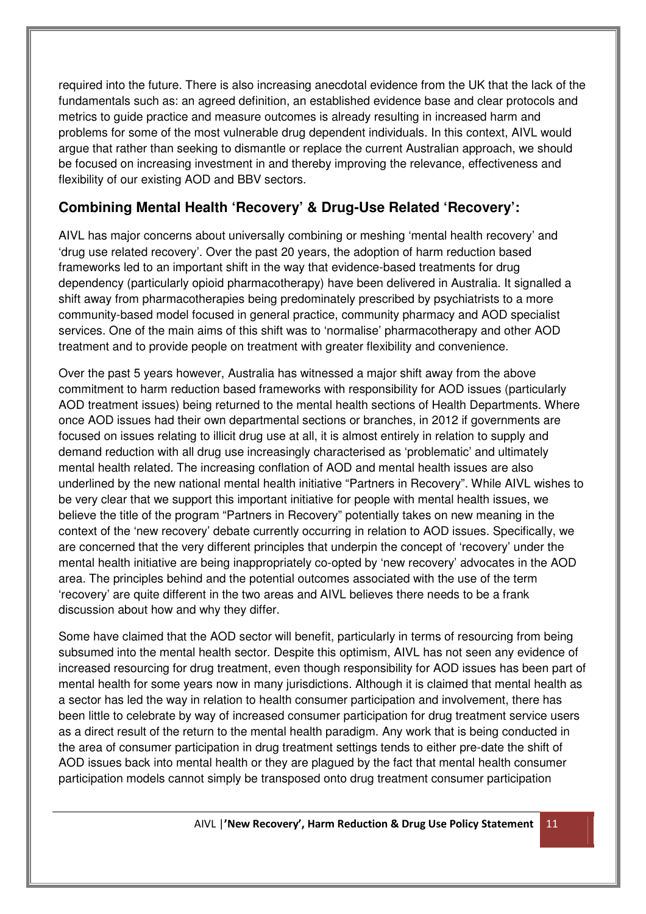required into the future. There is also increasing anecdotal evidence from the UK that the lack of the fundamentals such as: an agreed definition, an established evidence base and clear protocols and metrics to guide practice and measure outcomes is already resulting in increased harm and problems for some of the most vulnerable drug dependent individuals. In this context, AIVL would argue that rather than seeking to dismantle or replace the current Australian approach, we should be focused on increasing investment in and thereby improving the relevance, effectiveness and flexibility of our existing AOD and BBV sectors.

## Combining Mental Health 'Recovery' & Drug-Use Related 'Recovery':

AIVL has major concerns about universally combining or meshing 'mental health recovery' and 'drug use related recovery'. Over the past 20 years, the adoption of harm reduction based frameworks led to an important shift in the way that evidence-based treatments for drug dependency (particularly opioid pharmacotherapy) have been delivered in Australia. It signalled a shift away from pharmacotherapies being predominately prescribed by psychiatrists to a more community-based model focused in general practice, community pharmacy and AOD specialist services. One of the main aims of this shift was to 'normalise' pharmacotherapy and other AOD treatment and to provide people on treatment with greater flexibility and convenience.

Over the past 5 years however, Australia has witnessed a major shift away from the above commitment to harm reduction based frameworks with responsibility for AOD issues (particularly AOD treatment issues) being returned to the mental health sections of Health Departments. Where once AOD issues had their own departmental sections or branches, in 2012 if governments are focused on issues relating to illicit drug use at all, it is almost entirely in relation to supply and demand reduction with all drug use increasingly characterised as 'problematic' and ultimately mental health related. The increasing conflation of AOD and mental health issues are also underlined by the new national mental health initiative "Partners in Recovery". While AIVL wishes to be very clear that we support this important initiative for people with mental health issues, we believe the title of the program "Partners in Recovery" potentially takes on new meaning in the context of the 'new recovery' debate currently occurring in relation to AOD issues. Specifically, we are concerned that the very different principles that underpin the concept of 'recovery' under the mental health initiative are being inappropriately co-opted by 'new recovery' advocates in the AOD area. The principles behind and the potential outcomes associated with the use of the term 'recovery' are quite different in the two areas and AIVL believes there needs to be a frank discussion about how and why they differ.

Some have claimed that the AOD sector will benefit, particularly in terms of resourcing from being subsumed into the mental health sector. Despite this optimism, AIVL has not seen any evidence of increased resourcing for drug treatment, even though responsibility for AOD issues has been part of mental health for some years now in many jurisdictions. Although it is claimed that mental health as a sector has led the way in relation to health consumer participation and involvement, there has been little to celebrate by way of increased consumer participation for drug treatment service users as a direct result of the return to the mental health paradigm. Any work that is being conducted in the area of consumer participation in drug treatment settings tends to either pre-date the shift of AOD issues back into mental health or they are plagued by the fact that mental health consumer participation models cannot simply be transposed onto drug treatment consumer participation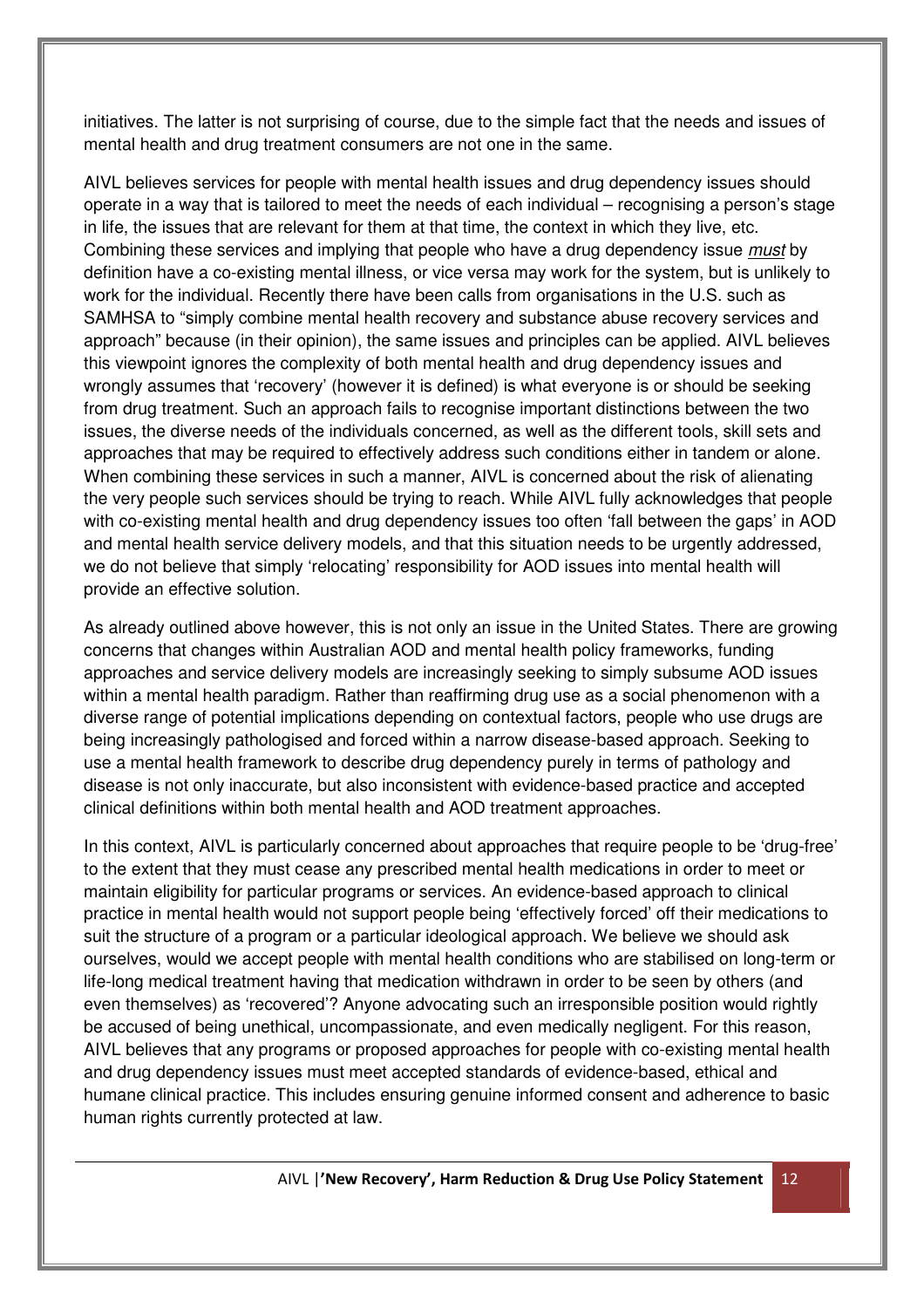initiatives. The latter is not surprising of course, due to the simple fact that the needs and issues of mental health and drug treatment consumers are not one in the same.

AIVL believes services for people with mental health issues and drug dependency issues should operate in a way that is tailored to meet the needs of each individual – recognising a person's stage in life, the issues that are relevant for them at that time, the context in which they live, etc. Combining these services and implying that people who have a drug dependency issue *must* by definition have a co-existing mental illness, or vice versa may work for the system, but is unlikely to work for the individual. Recently there have been calls from organisations in the U.S. such as SAMHSA to "simply combine mental health recovery and substance abuse recovery services and approach" because (in their opinion), the same issues and principles can be applied. AIVL believes this viewpoint ignores the complexity of both mental health and drug dependency issues and wrongly assumes that 'recovery' (however it is defined) is what everyone is or should be seeking from drug treatment. Such an approach fails to recognise important distinctions between the two issues, the diverse needs of the individuals concerned, as well as the different tools, skill sets and approaches that may be required to effectively address such conditions either in tandem or alone. When combining these services in such a manner, AIVL is concerned about the risk of alienating the very people such services should be trying to reach. While AIVL fully acknowledges that people with co-existing mental health and drug dependency issues too often 'fall between the gaps' in AOD and mental health service delivery models, and that this situation needs to be urgently addressed, we do not believe that simply 'relocating' responsibility for AOD issues into mental health will provide an effective solution.

As already outlined above however, this is not only an issue in the United States. There are growing concerns that changes within Australian AOD and mental health policy frameworks, funding approaches and service delivery models are increasingly seeking to simply subsume AOD issues within a mental health paradigm. Rather than reaffirming drug use as a social phenomenon with a diverse range of potential implications depending on contextual factors, people who use drugs are being increasingly pathologised and forced within a narrow disease-based approach. Seeking to use a mental health framework to describe drug dependency purely in terms of pathology and disease is not only inaccurate, but also inconsistent with evidence-based practice and accepted clinical definitions within both mental health and AOD treatment approaches.

In this context, AIVL is particularly concerned about approaches that require people to be 'drug-free' to the extent that they must cease any prescribed mental health medications in order to meet or maintain eligibility for particular programs or services. An evidence-based approach to clinical practice in mental health would not support people being 'effectively forced' off their medications to suit the structure of a program or a particular ideological approach. We believe we should ask ourselves, would we accept people with mental health conditions who are stabilised on long-term or life-long medical treatment having that medication withdrawn in order to be seen by others (and even themselves) as 'recovered'? Anyone advocating such an irresponsible position would rightly be accused of being unethical, uncompassionate, and even medically negligent. For this reason, AIVL believes that any programs or proposed approaches for people with co-existing mental health and drug dependency issues must meet accepted standards of evidence-based, ethical and humane clinical practice. This includes ensuring genuine informed consent and adherence to basic human rights currently protected at law.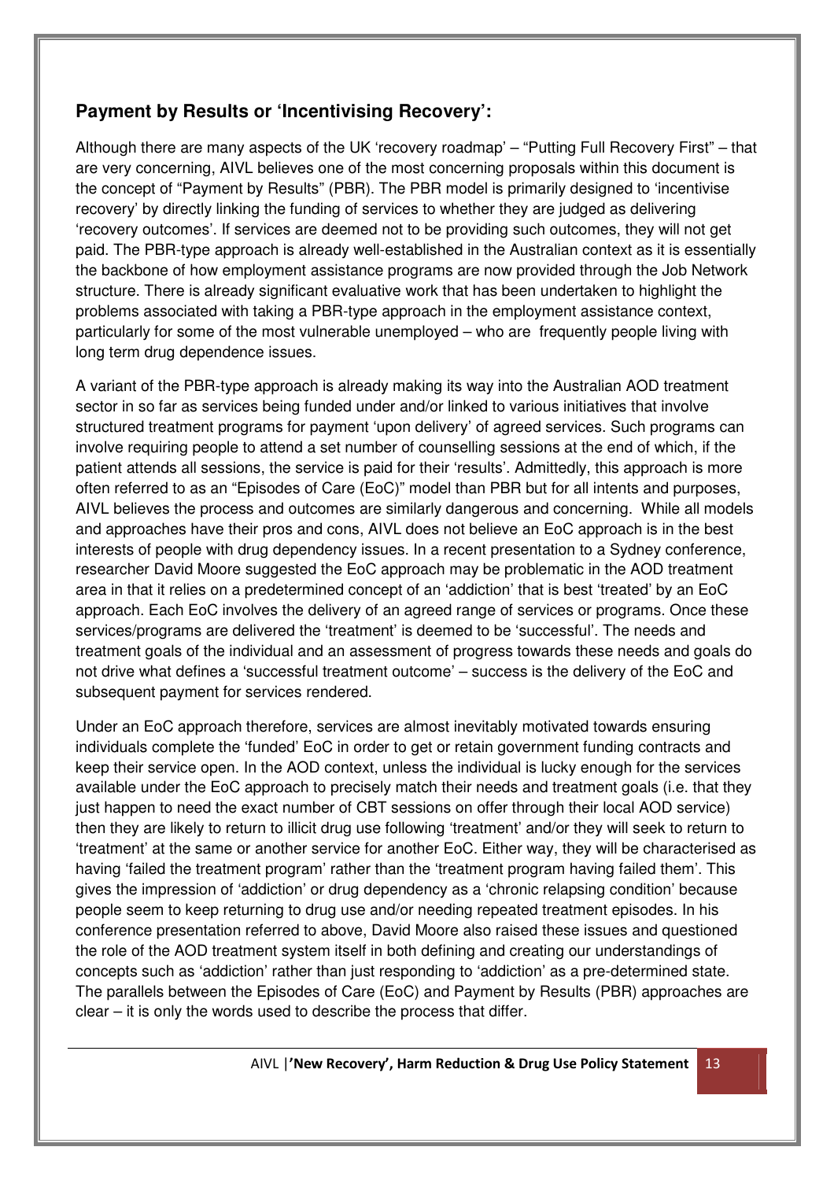## Payment by Results or 'Incentivising Recovery':

Although there are many aspects of the UK 'recovery roadmap' – "Putting Full Recovery First" – that are very concerning, AIVL believes one of the most concerning proposals within this document is the concept of "Payment by Results" (PBR). The PBR model is primarily designed to 'incentivise recovery' by directly linking the funding of services to whether they are judged as delivering 'recovery outcomes'. If services are deemed not to be providing such outcomes, they will not get paid. The PBR-type approach is already well-established in the Australian context as it is essentially the backbone of how employment assistance programs are now provided through the Job Network structure. There is already significant evaluative work that has been undertaken to highlight the problems associated with taking a PBR-type approach in the employment assistance context, particularly for some of the most vulnerable unemployed – who are frequently people living with long term drug dependence issues.

A variant of the PBR-type approach is already making its way into the Australian AOD treatment sector in so far as services being funded under and/or linked to various initiatives that involve structured treatment programs for payment 'upon delivery' of agreed services. Such programs can involve requiring people to attend a set number of counselling sessions at the end of which, if the patient attends all sessions, the service is paid for their 'results'. Admittedly, this approach is more often referred to as an "Episodes of Care (EoC)" model than PBR but for all intents and purposes, AIVL believes the process and outcomes are similarly dangerous and concerning. While all models and approaches have their pros and cons, AIVL does not believe an EoC approach is in the best interests of people with drug dependency issues. In a recent presentation to a Sydney conference, researcher David Moore suggested the EoC approach may be problematic in the AOD treatment area in that it relies on a predetermined concept of an 'addiction' that is best 'treated' by an EoC approach. Each EoC involves the delivery of an agreed range of services or programs. Once these services/programs are delivered the 'treatment' is deemed to be 'successful'. The needs and treatment goals of the individual and an assessment of progress towards these needs and goals do not drive what defines a 'successful treatment outcome' – success is the delivery of the EoC and subsequent payment for services rendered.

Under an EoC approach therefore, services are almost inevitably motivated towards ensuring individuals complete the 'funded' EoC in order to get or retain government funding contracts and keep their service open. In the AOD context, unless the individual is lucky enough for the services available under the EoC approach to precisely match their needs and treatment goals (i.e. that they just happen to need the exact number of CBT sessions on offer through their local AOD service) then they are likely to return to illicit drug use following 'treatment' and/or they will seek to return to 'treatment' at the same or another service for another EoC. Either way, they will be characterised as having 'failed the treatment program' rather than the 'treatment program having failed them'. This gives the impression of 'addiction' or drug dependency as a 'chronic relapsing condition' because people seem to keep returning to drug use and/or needing repeated treatment episodes. In his conference presentation referred to above, David Moore also raised these issues and questioned the role of the AOD treatment system itself in both defining and creating our understandings of concepts such as 'addiction' rather than just responding to 'addiction' as a pre-determined state. The parallels between the Episodes of Care (EoC) and Payment by Results (PBR) approaches are clear – it is only the words used to describe the process that differ.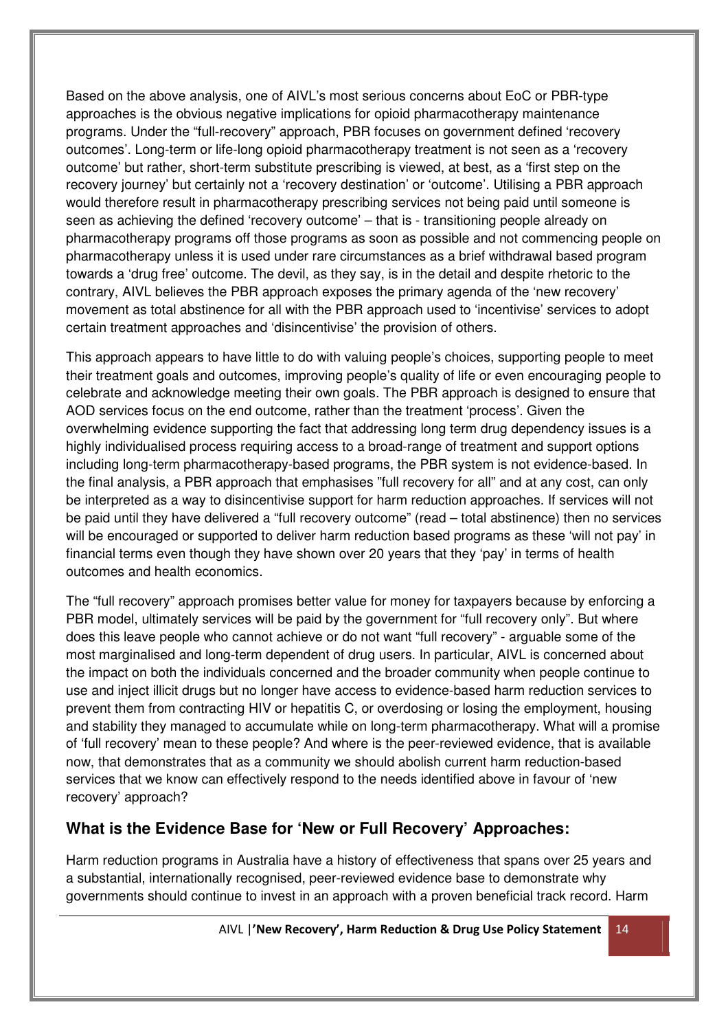Based on the above analysis, one of AIVL's most serious concerns about EoC or PBR-type approaches is the obvious negative implications for opioid pharmacotherapy maintenance programs. Under the "full-recovery" approach, PBR focuses on government defined 'recovery outcomes'. Long-term or life-long opioid pharmacotherapy treatment is not seen as a 'recovery outcome' but rather, short-term substitute prescribing is viewed, at best, as a 'first step on the recovery journey' but certainly not a 'recovery destination' or 'outcome'. Utilising a PBR approach would therefore result in pharmacotherapy prescribing services not being paid until someone is seen as achieving the defined 'recovery outcome' – that is - transitioning people already on pharmacotherapy programs off those programs as soon as possible and not commencing people on pharmacotherapy unless it is used under rare circumstances as a brief withdrawal based program towards a 'drug free' outcome. The devil, as they say, is in the detail and despite rhetoric to the contrary, AIVL believes the PBR approach exposes the primary agenda of the 'new recovery' movement as total abstinence for all with the PBR approach used to 'incentivise' services to adopt certain treatment approaches and 'disincentivise' the provision of others.

This approach appears to have little to do with valuing people's choices, supporting people to meet their treatment goals and outcomes, improving people's quality of life or even encouraging people to celebrate and acknowledge meeting their own goals. The PBR approach is designed to ensure that AOD services focus on the end outcome, rather than the treatment 'process'. Given the overwhelming evidence supporting the fact that addressing long term drug dependency issues is a highly individualised process requiring access to a broad-range of treatment and support options including long-term pharmacotherapy-based programs, the PBR system is not evidence-based. In the final analysis, a PBR approach that emphasises "full recovery for all" and at any cost, can only be interpreted as a way to disincentivise support for harm reduction approaches. If services will not be paid until they have delivered a "full recovery outcome" (read – total abstinence) then no services will be encouraged or supported to deliver harm reduction based programs as these 'will not pay' in financial terms even though they have shown over 20 years that they 'pay' in terms of health outcomes and health economics.

The "full recovery" approach promises better value for money for taxpayers because by enforcing a PBR model, ultimately services will be paid by the government for "full recovery only". But where does this leave people who cannot achieve or do not want "full recovery" - arguable some of the most marginalised and long-term dependent of drug users. In particular, AIVL is concerned about the impact on both the individuals concerned and the broader community when people continue to use and inject illicit drugs but no longer have access to evidence-based harm reduction services to prevent them from contracting HIV or hepatitis C, or overdosing or losing the employment, housing and stability they managed to accumulate while on long-term pharmacotherapy. What will a promise of 'full recovery' mean to these people? And where is the peer-reviewed evidence, that is available now, that demonstrates that as a community we should abolish current harm reduction-based services that we know can effectively respond to the needs identified above in favour of 'new recovery' approach?

## What is the Evidence Base for 'New or Full Recovery' Approaches:

Harm reduction programs in Australia have a history of effectiveness that spans over 25 years and a substantial, internationally recognised, peer-reviewed evidence base to demonstrate why governments should continue to invest in an approach with a proven beneficial track record. Harm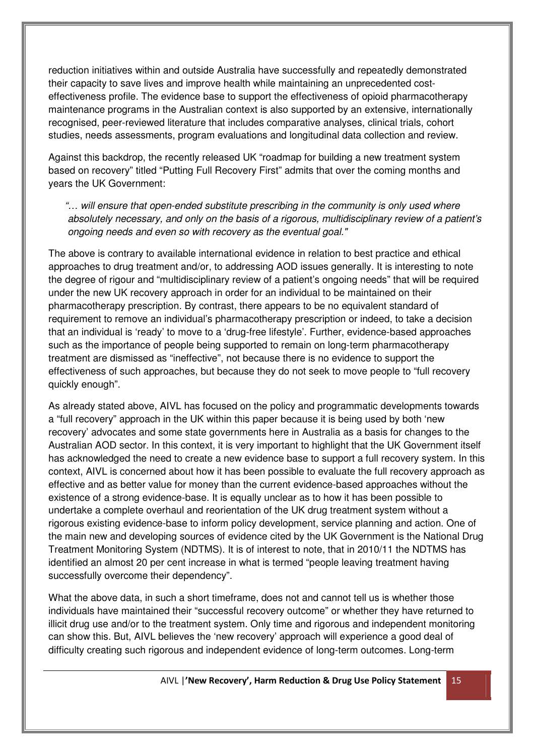reduction initiatives within and outside Australia have successfully and repeatedly demonstrated their capacity to save lives and improve health while maintaining an unprecedented cost-effectiveness profile. The evidence base to support the effectiveness of opioid pharmacotherapy maintenance programs in the Australian context is also supported by an extensive, internationally recognised, peer-reviewed literature that includes comparative analyses, clinical trials, cohort studies, needs assessments, program evaluations and longitudinal data collection and review.

Against this backdrop, the recently released UK "roadmap for building a new treatment system based on recovery" titled "Putting Full Recovery First" admits that over the coming months and years the UK Government:

> *"… will ensure that open-ended substitute prescribing in the community is only used where absolutely necessary, and only on the basis of a rigorous, multidisciplinary review of a patient's ongoing needs and even so with recovery as the eventual goal."*

The above is contrary to available international evidence in relation to best practice and ethical approaches to drug treatment and/or, to addressing AOD issues generally. It is interesting to note the degree of rigour and "multidisciplinary review of a patient's ongoing needs" that will be required under the new UK recovery approach in order for an individual to be maintained on their pharmacotherapy prescription. By contrast, there appears to be no equivalent standard of requirement to remove an individual's pharmacotherapy prescription or indeed, to take a decision that an individual is 'ready' to move to a 'drug-free lifestyle'. Further, evidence-based approaches such as the importance of people being supported to remain on long-term pharmacotherapy treatment are dismissed as "ineffective", not because there is no evidence to support the effectiveness of such approaches, but because they do not seek to move people to "full recovery quickly enough".

As already stated above, AIVL has focused on the policy and programmatic developments towards a "full recovery" approach in the UK within this paper because it is being used by both 'new recovery' advocates and some state governments here in Australia as a basis for changes to the Australian AOD sector. In this context, it is very important to highlight that the UK Government itself has acknowledged the need to create a new evidence base to support a full recovery system. In this context, AIVL is concerned about how it has been possible to evaluate the full recovery approach as effective and as better value for money than the current evidence-based approaches without the existence of a strong evidence-base. It is equally unclear as to how it has been possible to undertake a complete overhaul and reorientation of the UK drug treatment system without a rigorous existing evidence-base to inform policy development, service planning and action. One of the main new and developing sources of evidence cited by the UK Government is the National Drug Treatment Monitoring System (NDTMS). It is of interest to note, that in 2010/11 the NDTMS has identified an almost 20 per cent increase in what is termed "people leaving treatment having successfully overcome their dependency".

What the above data, in such a short timeframe, does not and cannot tell us is whether those individuals have maintained their "successful recovery outcome" or whether they have returned to illicit drug use and/or to the treatment system. Only time and rigorous and independent monitoring can show this. But, AIVL believes the 'new recovery' approach will experience a good deal of difficulty creating such rigorous and independent evidence of long-term outcomes. Long-term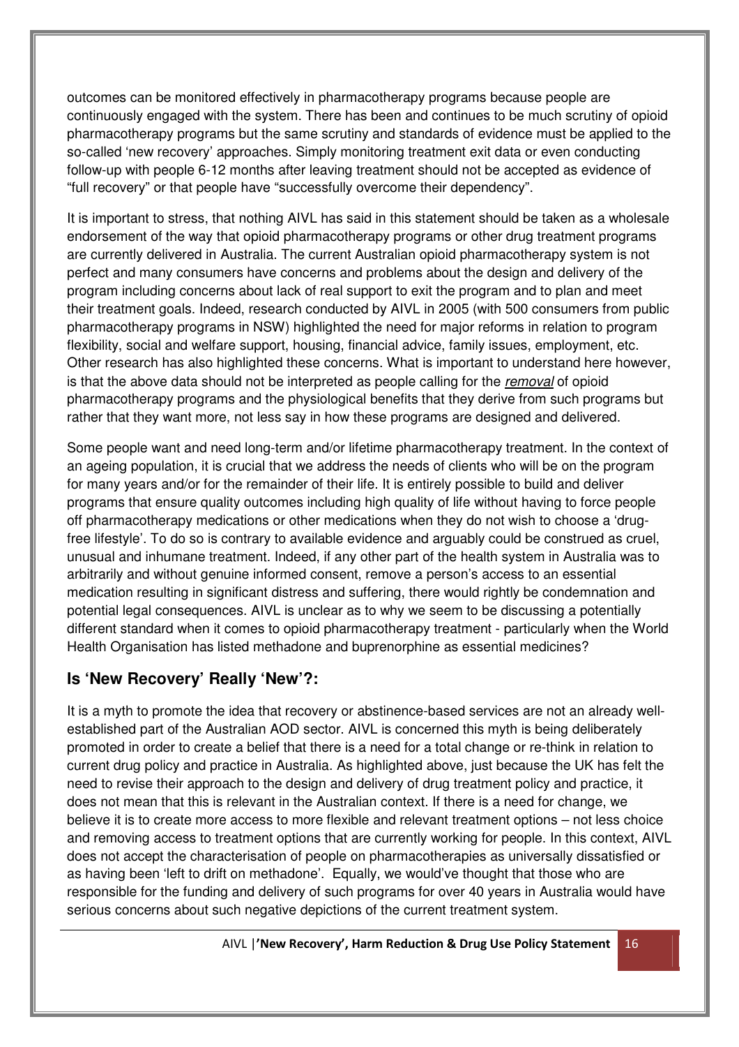outcomes can be monitored effectively in pharmacotherapy programs because people are continuously engaged with the system. There has been and continues to be much scrutiny of opioid pharmacotherapy programs but the same scrutiny and standards of evidence must be applied to the so-called 'new recovery' approaches. Simply monitoring treatment exit data or even conducting follow-up with people 6-12 months after leaving treatment should not be accepted as evidence of "full recovery" or that people have "successfully overcome their dependency".

It is important to stress, that nothing AIVL has said in this statement should be taken as a wholesale endorsement of the way that opioid pharmacotherapy programs or other drug treatment programs are currently delivered in Australia. The current Australian opioid pharmacotherapy system is not perfect and many consumers have concerns and problems about the design and delivery of the program including concerns about lack of real support to exit the program and to plan and meet their treatment goals. Indeed, research conducted by AIVL in 2005 (with 500 consumers from public pharmacotherapy programs in NSW) highlighted the need for major reforms in relation to program flexibility, social and welfare support, housing, financial advice, family issues, employment, etc. Other research has also highlighted these concerns. What is important to understand here however, is that the above data should not be interpreted as people calling for the *removal* of opioid pharmacotherapy programs and the physiological benefits that they derive from such programs but rather that they want more, not less say in how these programs are designed and delivered.

Some people want and need long-term and/or lifetime pharmacotherapy treatment. In the context of an ageing population, it is crucial that we address the needs of clients who will be on the program for many years and/or for the remainder of their life. It is entirely possible to build and deliver programs that ensure quality outcomes including high quality of life without having to force people off pharmacotherapy medications or other medications when they do not wish to choose a 'drug-free lifestyle'. To do so is contrary to available evidence and arguably could be construed as cruel, unusual and inhumane treatment. Indeed, if any other part of the health system in Australia was to arbitrarily and without genuine informed consent, remove a person's access to an essential medication resulting in significant distress and suffering, there would rightly be condemnation and potential legal consequences. AIVL is unclear as to why we seem to be discussing a potentially different standard when it comes to opioid pharmacotherapy treatment - particularly when the World Health Organisation has listed methadone and buprenorphine as essential medicines?

## Is 'New Recovery' Really 'New'?:

It is a myth to promote the idea that recovery or abstinence-based services are not an already well-established part of the Australian AOD sector. AIVL is concerned this myth is being deliberately promoted in order to create a belief that there is a need for a total change or re-think in relation to current drug policy and practice in Australia. As highlighted above, just because the UK has felt the need to revise their approach to the design and delivery of drug treatment policy and practice, it does not mean that this is relevant in the Australian context. If there is a need for change, we believe it is to create more access to more flexible and relevant treatment options – not less choice and removing access to treatment options that are currently working for people. In this context, AIVL does not accept the characterisation of people on pharmacotherapies as universally dissatisfied or as having been 'left to drift on methadone'. Equally, we would've thought that those who are responsible for the funding and delivery of such programs for over 40 years in Australia would have serious concerns about such negative depictions of the current treatment system.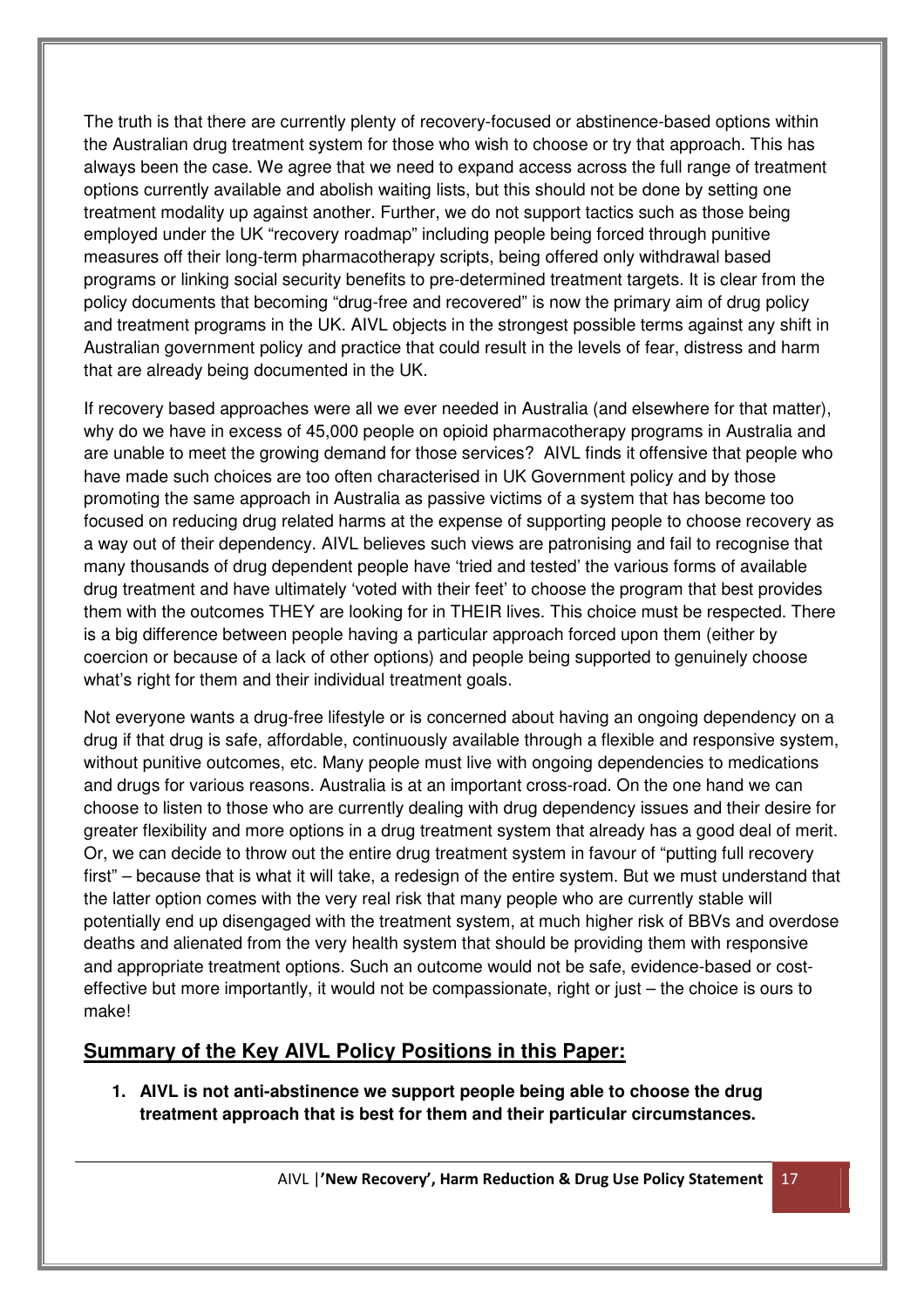The truth is that there are currently plenty of recovery-focused or abstinence-based options within the Australian drug treatment system for those who wish to choose or try that approach. This has always been the case. We agree that we need to expand access across the full range of treatment options currently available and abolish waiting lists, but this should not be done by setting one treatment modality up against another. Further, we do not support tactics such as those being employed under the UK "recovery roadmap" including people being forced through punitive measures off their long-term pharmacotherapy scripts, being offered only withdrawal based programs or linking social security benefits to pre-determined treatment targets. It is clear from the policy documents that becoming "drug-free and recovered" is now the primary aim of drug policy and treatment programs in the UK. AIVL objects in the strongest possible terms against any shift in Australian government policy and practice that could result in the levels of fear, distress and harm that are already being documented in the UK.

If recovery based approaches were all we ever needed in Australia (and elsewhere for that matter), why do we have in excess of 45,000 people on opioid pharmacotherapy programs in Australia and are unable to meet the growing demand for those services? AIVL finds it offensive that people who have made such choices are too often characterised in UK Government policy and by those promoting the same approach in Australia as passive victims of a system that has become too focused on reducing drug related harms at the expense of supporting people to choose recovery as a way out of their dependency. AIVL believes such views are patronising and fail to recognise that many thousands of drug dependent people have 'tried and tested' the various forms of available drug treatment and have ultimately 'voted with their feet' to choose the program that best provides them with the outcomes THEY are looking for in THEIR lives. This choice must be respected. There is a big difference between people having a particular approach forced upon them (either by coercion or because of a lack of other options) and people being supported to genuinely choose what's right for them and their individual treatment goals.

Not everyone wants a drug-free lifestyle or is concerned about having an ongoing dependency on a drug if that drug is safe, affordable, continuously available through a flexible and responsive system, without punitive outcomes, etc. Many people must live with ongoing dependencies to medications and drugs for various reasons. Australia is at an important cross-road. On the one hand we can choose to listen to those who are currently dealing with drug dependency issues and their desire for greater flexibility and more options in a drug treatment system that already has a good deal of merit. Or, we can decide to throw out the entire drug treatment system in favour of "putting full recovery first" – because that is what it will take, a redesign of the entire system. But we must understand that the latter option comes with the very real risk that many people who are currently stable will potentially end up disengaged with the treatment system, at much higher risk of BBVs and overdose deaths and alienated from the very health system that should be providing them with responsive and appropriate treatment options. Such an outcome would not be safe, evidence-based or cost-effective but more importantly, it would not be compassionate, right or just – the choice is ours to make!

## Summary of the Key AIVL Policy Positions in this Paper:

1. **AIVL is not anti-abstinence we support people being able to choose the drug treatment approach that is best for them and their particular circumstances.**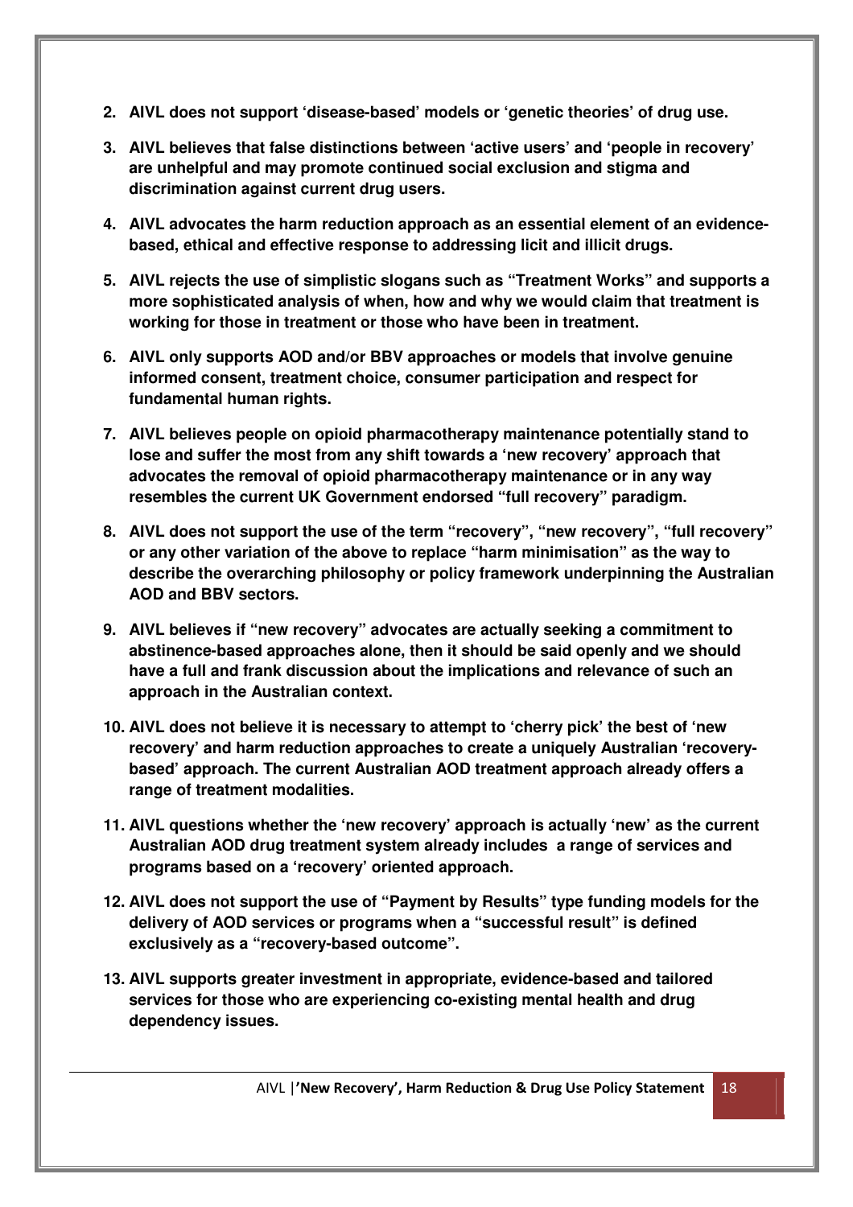2. **AIVL does not support 'disease-based' models or 'genetic theories' of drug use.**

3. **AIVL believes that false distinctions between 'active users' and 'people in recovery' are unhelpful and may promote continued social exclusion and stigma and discrimination against current drug users.**

4. **AIVL advocates the harm reduction approach as an essential element of an evidence-based, ethical and effective response to addressing licit and illicit drugs.**

5. **AIVL rejects the use of simplistic slogans such as "Treatment Works" and supports a more sophisticated analysis of when, how and why we would claim that treatment is working for those in treatment or those who have been in treatment.**

6. **AIVL only supports AOD and/or BBV approaches or models that involve genuine informed consent, treatment choice, consumer participation and respect for fundamental human rights.**

7. **AIVL believes people on opioid pharmacotherapy maintenance potentially stand to lose and suffer the most from any shift towards a 'new recovery' approach that advocates the removal of opioid pharmacotherapy maintenance or in any way resembles the current UK Government endorsed "full recovery" paradigm.**

8. **AIVL does not support the use of the term "recovery", "new recovery", "full recovery" or any other variation of the above to replace "harm minimisation" as the way to describe the overarching philosophy or policy framework underpinning the Australian AOD and BBV sectors.**

9. **AIVL believes if "new recovery" advocates are actually seeking a commitment to abstinence-based approaches alone, then it should be said openly and we should have a full and frank discussion about the implications and relevance of such an approach in the Australian context.**

10. **AIVL does not believe it is necessary to attempt to 'cherry pick' the best of 'new recovery' and harm reduction approaches to create a uniquely Australian 'recovery-based' approach. The current Australian AOD treatment approach already offers a range of treatment modalities.**

11. **AIVL questions whether the 'new recovery' approach is actually 'new' as the current Australian AOD drug treatment system already includes a range of services and programs based on a 'recovery' oriented approach.**

12. **AIVL does not support the use of "Payment by Results" type funding models for the delivery of AOD services or programs when a "successful result" is defined exclusively as a "recovery-based outcome".**

13. **AIVL supports greater investment in appropriate, evidence-based and tailored services for those who are experiencing co-existing mental health and drug dependency issues.**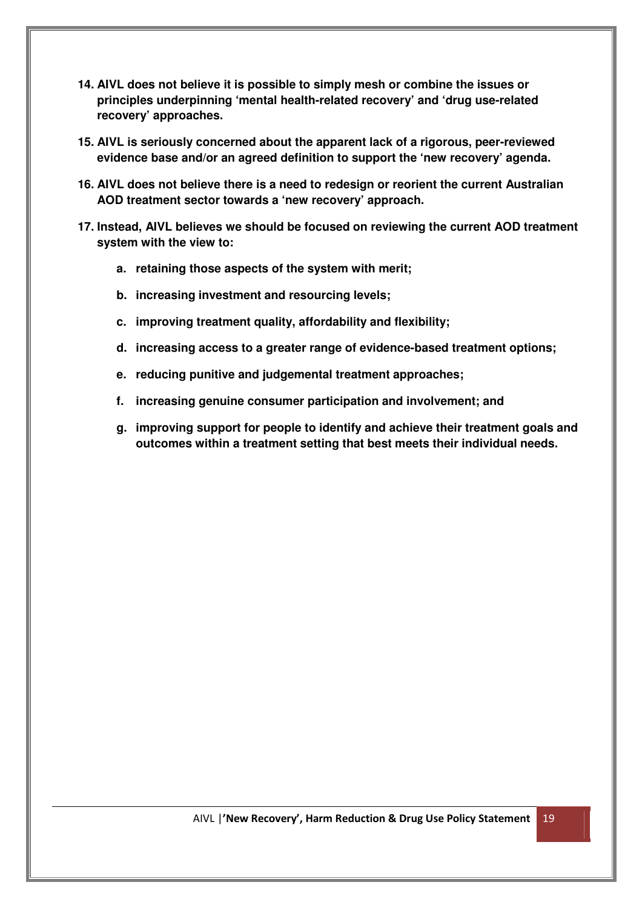14. **AIVL does not believe it is possible to simply mesh or combine the issues or principles underpinning 'mental health-related recovery' and 'drug use-related recovery' approaches.**

15. **AIVL is seriously concerned about the apparent lack of a rigorous, peer-reviewed evidence base and/or an agreed definition to support the 'new recovery' agenda.**

16. **AIVL does not believe there is a need to redesign or reorient the current Australian AOD treatment sector towards a 'new recovery' approach.**

17. **Instead, AIVL believes we should be focused on reviewing the current AOD treatment system with the view to:**

    a. **retaining those aspects of the system with merit;**

    b. **increasing investment and resourcing levels;**

    c. **improving treatment quality, affordability and flexibility;**

    d. **increasing access to a greater range of evidence-based treatment options;**

    e. **reducing punitive and judgemental treatment approaches;**

    f. **increasing genuine consumer participation and involvement; and**

    g. **improving support for people to identify and achieve their treatment goals and outcomes within a treatment setting that best meets their individual needs.**